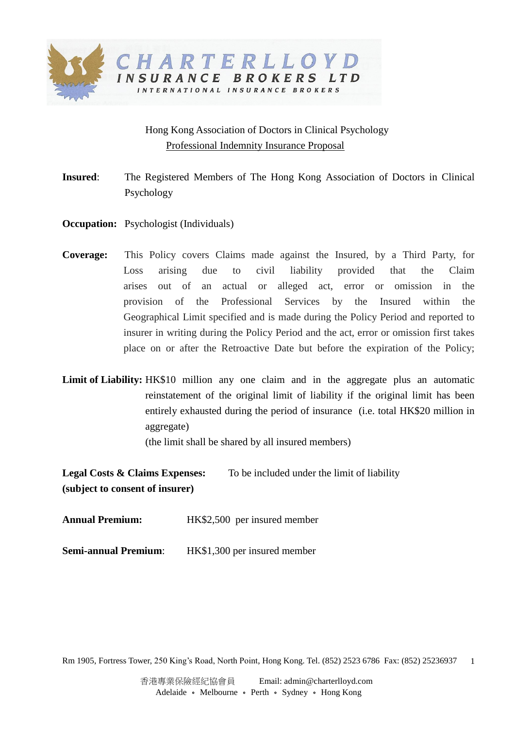**CHARTERLLOYD**
**INSURANCE BROKERS LTD**
INTERNATIONAL INSURANCE BROKERS

Hong Kong Association of Doctors in Clinical Psychology

Professional Indemnity Insurance Proposal

**Insured**: The Registered Members of The Hong Kong Association of Doctors in Clinical Psychology

**Occupation:** Psychologist (Individuals)

**Coverage:** This Policy covers Claims made against the Insured, by a Third Party, for Loss arising due to civil liability provided that the Claim arises out of an actual or alleged act, error or omission in the provision of the Professional Services by the Insured within the Geographical Limit specified and is made during the Policy Period and reported to insurer in writing during the Policy Period and the act, error or omission first takes place on or after the Retroactive Date but before the expiration of the Policy;

**Limit of Liability:** HK$10 million any one claim and in the aggregate plus an automatic reinstatement of the original limit of liability if the original limit has been entirely exhausted during the period of insurance (i.e. total HK$20 million in aggregate)
(the limit shall be shared by all insured members)

**Legal Costs & Claims Expenses: (subject to consent of insurer)** To be included under the limit of liability

**Annual Premium:** HK$2,500 per insured member

**Semi-annual Premium**: HK$1,300 per insured member

Rm 1905, Fortress Tower, 250 King's Road, North Point, Hong Kong. Tel. (852) 2523 6786 Fax: (852) 25236937

香港專業保險經紀協會員 Email: admin@charterlloyd.com
Adelaide ∘ Melbourne ∘ Perth ∘ Sydney ∘ Hong Kong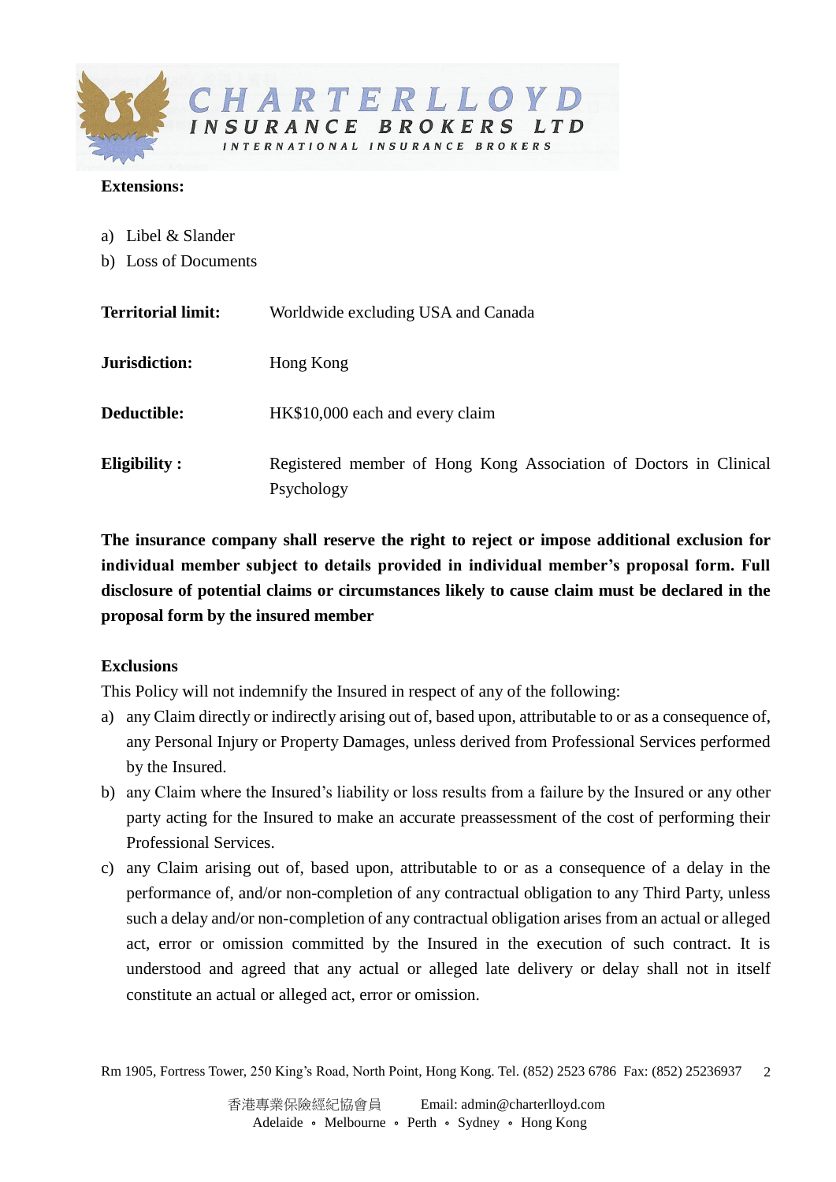**Extensions:**

a) Libel & Slander
b) Loss of Documents

**Territorial limit:** Worldwide excluding USA and Canada

**Jurisdiction:** Hong Kong

**Deductible:** HK$10,000 each and every claim

**Eligibility :** Registered member of Hong Kong Association of Doctors in Clinical Psychology

**The insurance company shall reserve the right to reject or impose additional exclusion for individual member subject to details provided in individual member's proposal form. Full disclosure of potential claims or circumstances likely to cause claim must be declared in the proposal form by the insured member**

**Exclusions**

This Policy will not indemnify the Insured in respect of any of the following:

a) any Claim directly or indirectly arising out of, based upon, attributable to or as a consequence of, any Personal Injury or Property Damages, unless derived from Professional Services performed by the Insured.
b) any Claim where the Insured's liability or loss results from a failure by the Insured or any other party acting for the Insured to make an accurate preassessment of the cost of performing their Professional Services.
c) any Claim arising out of, based upon, attributable to or as a consequence of a delay in the performance of, and/or non-completion of any contractual obligation to any Third Party, unless such a delay and/or non-completion of any contractual obligation arises from an actual or alleged act, error or omission committed by the Insured in the execution of such contract. It is understood and agreed that any actual or alleged late delivery or delay shall not in itself constitute an actual or alleged act, error or omission.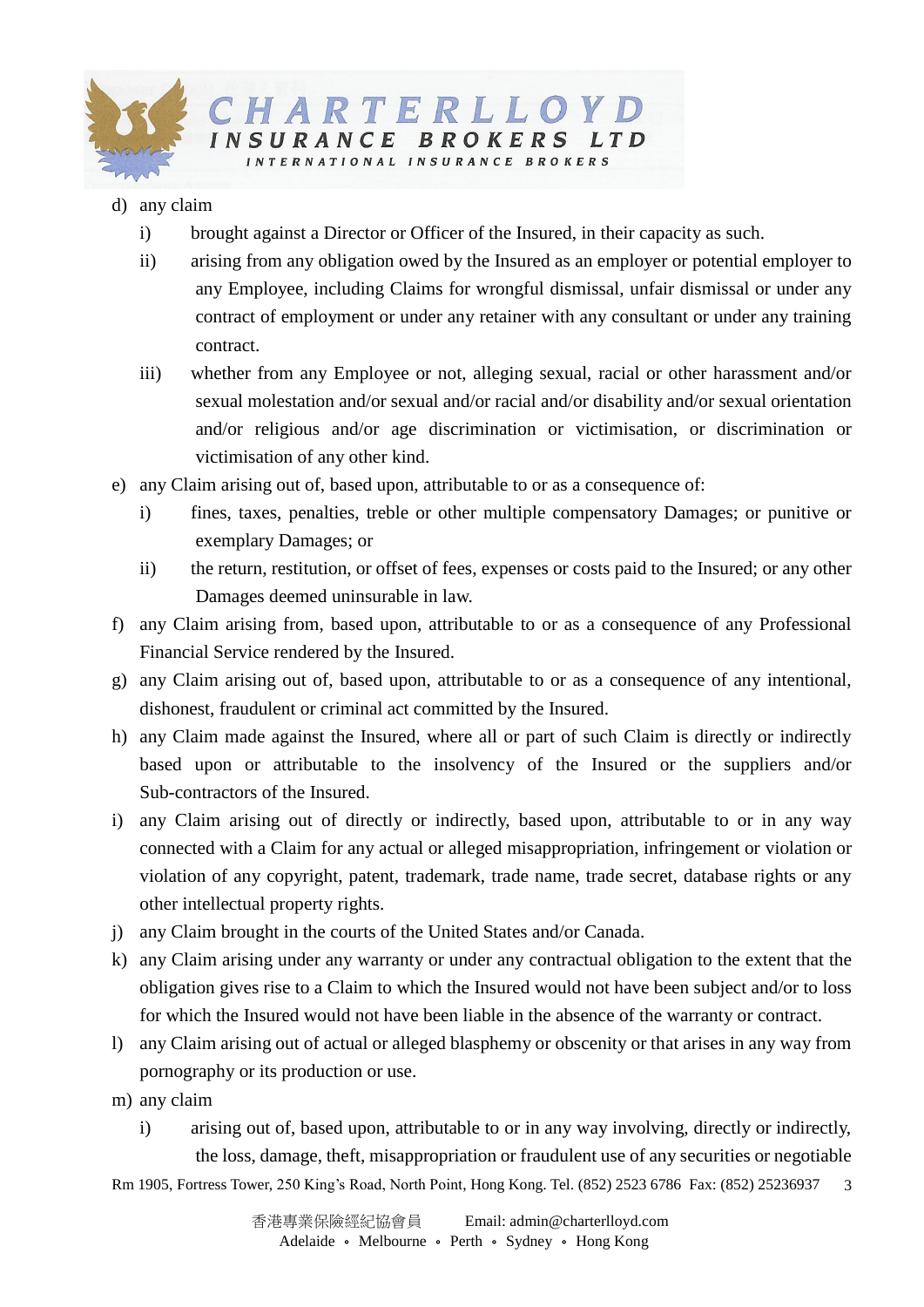d) any claim

   i) brought against a Director or Officer of the Insured, in their capacity as such.

   ii) arising from any obligation owed by the Insured as an employer or potential employer to any Employee, including Claims for wrongful dismissal, unfair dismissal or under any contract of employment or under any retainer with any consultant or under any training contract.

   iii) whether from any Employee or not, alleging sexual, racial or other harassment and/or sexual molestation and/or sexual and/or racial and/or disability and/or sexual orientation and/or religious and/or age discrimination or victimisation, or discrimination or victimisation of any other kind.

e) any Claim arising out of, based upon, attributable to or as a consequence of:

   i) fines, taxes, penalties, treble or other multiple compensatory Damages; or punitive or exemplary Damages; or

   ii) the return, restitution, or offset of fees, expenses or costs paid to the Insured; or any other Damages deemed uninsurable in law.

f) any Claim arising from, based upon, attributable to or as a consequence of any Professional Financial Service rendered by the Insured.

g) any Claim arising out of, based upon, attributable to or as a consequence of any intentional, dishonest, fraudulent or criminal act committed by the Insured.

h) any Claim made against the Insured, where all or part of such Claim is directly or indirectly based upon or attributable to the insolvency of the Insured or the suppliers and/or Sub-contractors of the Insured.

i) any Claim arising out of directly or indirectly, based upon, attributable to or in any way connected with a Claim for any actual or alleged misappropriation, infringement or violation or violation of any copyright, patent, trademark, trade name, trade secret, database rights or any other intellectual property rights.

j) any Claim brought in the courts of the United States and/or Canada.

k) any Claim arising under any warranty or under any contractual obligation to the extent that the obligation gives rise to a Claim to which the Insured would not have been subject and/or to loss for which the Insured would not have been liable in the absence of the warranty or contract.

l) any Claim arising out of actual or alleged blasphemy or obscenity or that arises in any way from pornography or its production or use.

m) any claim

   i) arising out of, based upon, attributable to or in any way involving, directly or indirectly, the loss, damage, theft, misappropriation or fraudulent use of any securities or negotiable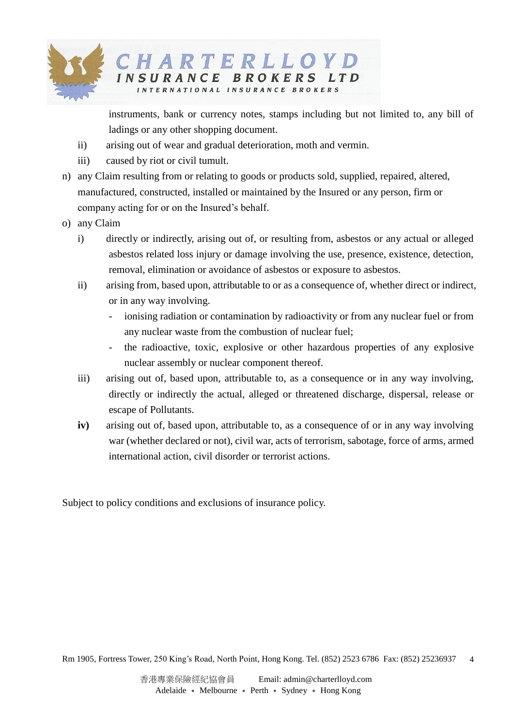instruments, bank or currency notes, stamps including but not limited to, any bill of ladings or any other shopping document.

ii) arising out of wear and gradual deterioration, moth and vermin.

iii) caused by riot or civil tumult.

n) any Claim resulting from or relating to goods or products sold, supplied, repaired, altered, manufactured, constructed, installed or maintained by the Insured or any person, firm or company acting for or on the Insured's behalf.

o) any Claim

i) directly or indirectly, arising out of, or resulting from, asbestos or any actual or alleged asbestos related loss injury or damage involving the use, presence, existence, detection, removal, elimination or avoidance of asbestos or exposure to asbestos.

ii) arising from, based upon, attributable to or as a consequence of, whether direct or indirect, or in any way involving.

- ionising radiation or contamination by radioactivity or from any nuclear fuel or from any nuclear waste from the combustion of nuclear fuel;
- the radioactive, toxic, explosive or other hazardous properties of any explosive nuclear assembly or nuclear component thereof.

iii) arising out of, based upon, attributable to, as a consequence or in any way involving, directly or indirectly the actual, alleged or threatened discharge, dispersal, release or escape of Pollutants.

**iv)** arising out of, based upon, attributable to, as a consequence of or in any way involving war (whether declared or not), civil war, acts of terrorism, sabotage, force of arms, armed international action, civil disorder or terrorist actions.

Subject to policy conditions and exclusions of insurance policy.